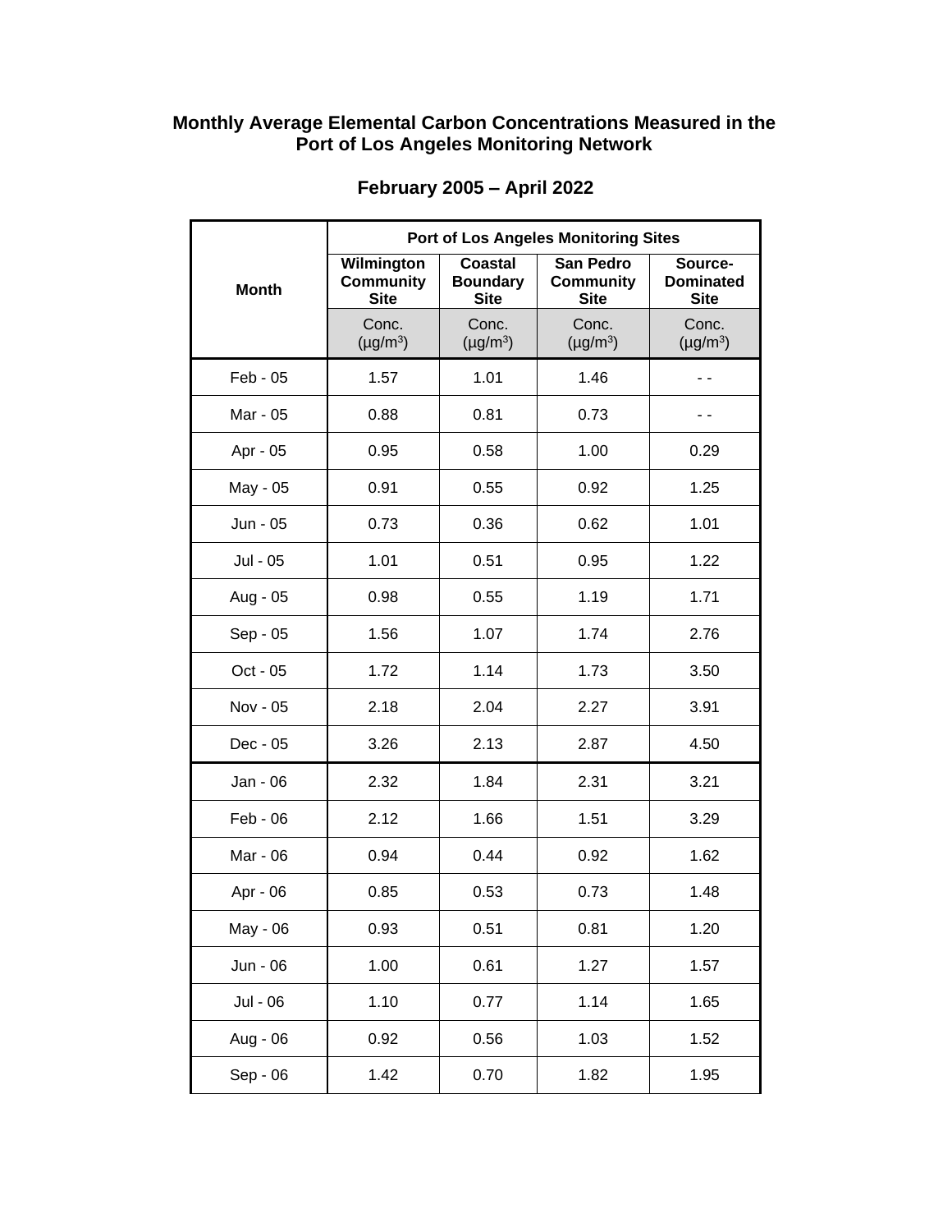**Monthly Average Elemental Carbon Concentrations Measured in the Port of Los Angeles Monitoring Network**

**February 2005 – April 2022**

| Month | Port of Los Angeles Monitoring Sites | | | |
|---|---|---|---|---|
| | Wilmington Community Site | Coastal Boundary Site | San Pedro Community Site | Source-Dominated Site |
| | Conc. (μg/m$^3$) | Conc. (μg/m$^3$) | Conc. (μg/m$^3$) | Conc. (μg/m$^3$) |
| Feb - 05 | 1.57 | 1.01 | 1.46 | - - |
| Mar - 05 | 0.88 | 0.81 | 0.73 | - - |
| Apr - 05 | 0.95 | 0.58 | 1.00 | 0.29 |
| May - 05 | 0.91 | 0.55 | 0.92 | 1.25 |
| Jun - 05 | 0.73 | 0.36 | 0.62 | 1.01 |
| Jul - 05 | 1.01 | 0.51 | 0.95 | 1.22 |
| Aug - 05 | 0.98 | 0.55 | 1.19 | 1.71 |
| Sep - 05 | 1.56 | 1.07 | 1.74 | 2.76 |
| Oct - 05 | 1.72 | 1.14 | 1.73 | 3.50 |
| Nov - 05 | 2.18 | 2.04 | 2.27 | 3.91 |
| Dec - 05 | 3.26 | 2.13 | 2.87 | 4.50 |
| Jan - 06 | 2.32 | 1.84 | 2.31 | 3.21 |
| Feb - 06 | 2.12 | 1.66 | 1.51 | 3.29 |
| Mar - 06 | 0.94 | 0.44 | 0.92 | 1.62 |
| Apr - 06 | 0.85 | 0.53 | 0.73 | 1.48 |
| May - 06 | 0.93 | 0.51 | 0.81 | 1.20 |
| Jun - 06 | 1.00 | 0.61 | 1.27 | 1.57 |
| Jul - 06 | 1.10 | 0.77 | 1.14 | 1.65 |
| Aug - 06 | 0.92 | 0.56 | 1.03 | 1.52 |
| Sep - 06 | 1.42 | 0.70 | 1.82 | 1.95 |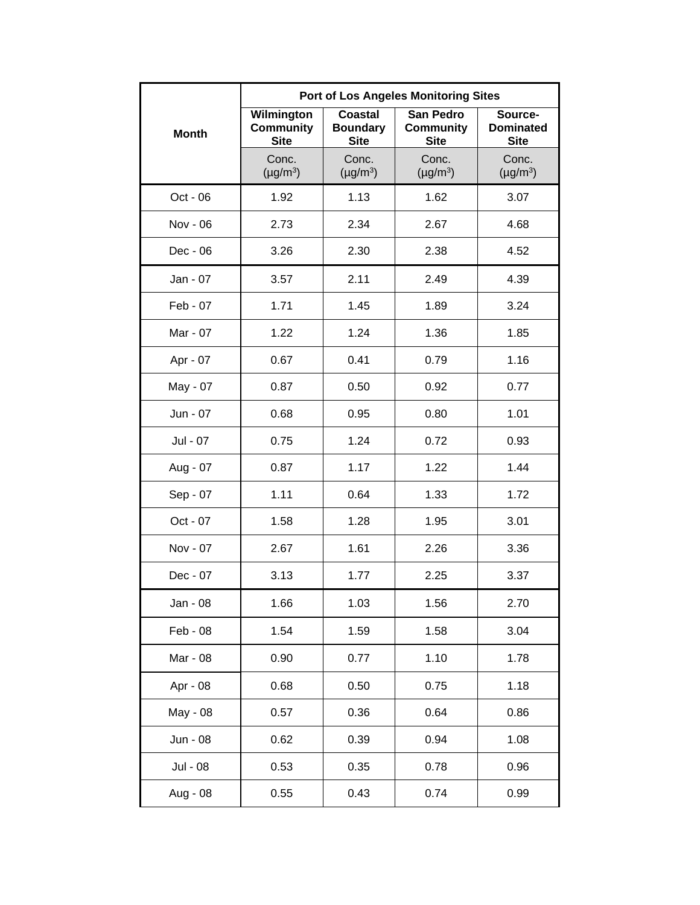| Month | Port of Los Angeles Monitoring Sites | | | |
|---|---|---|---|---|
| | Wilmington Community Site | Coastal Boundary Site | San Pedro Community Site | Source-Dominated Site |
| | Conc. (μg/m$^3$) | Conc. (μg/m$^3$) | Conc. (μg/m$^3$) | Conc. (μg/m$^3$) |
| Oct - 06 | 1.92 | 1.13 | 1.62 | 3.07 |
| Nov - 06 | 2.73 | 2.34 | 2.67 | 4.68 |
| Dec - 06 | 3.26 | 2.30 | 2.38 | 4.52 |
| Jan - 07 | 3.57 | 2.11 | 2.49 | 4.39 |
| Feb - 07 | 1.71 | 1.45 | 1.89 | 3.24 |
| Mar - 07 | 1.22 | 1.24 | 1.36 | 1.85 |
| Apr - 07 | 0.67 | 0.41 | 0.79 | 1.16 |
| May - 07 | 0.87 | 0.50 | 0.92 | 0.77 |
| Jun - 07 | 0.68 | 0.95 | 0.80 | 1.01 |
| Jul - 07 | 0.75 | 1.24 | 0.72 | 0.93 |
| Aug - 07 | 0.87 | 1.17 | 1.22 | 1.44 |
| Sep - 07 | 1.11 | 0.64 | 1.33 | 1.72 |
| Oct - 07 | 1.58 | 1.28 | 1.95 | 3.01 |
| Nov - 07 | 2.67 | 1.61 | 2.26 | 3.36 |
| Dec - 07 | 3.13 | 1.77 | 2.25 | 3.37 |
| Jan - 08 | 1.66 | 1.03 | 1.56 | 2.70 |
| Feb - 08 | 1.54 | 1.59 | 1.58 | 3.04 |
| Mar - 08 | 0.90 | 0.77 | 1.10 | 1.78 |
| Apr - 08 | 0.68 | 0.50 | 0.75 | 1.18 |
| May - 08 | 0.57 | 0.36 | 0.64 | 0.86 |
| Jun - 08 | 0.62 | 0.39 | 0.94 | 1.08 |
| Jul - 08 | 0.53 | 0.35 | 0.78 | 0.96 |
| Aug - 08 | 0.55 | 0.43 | 0.74 | 0.99 |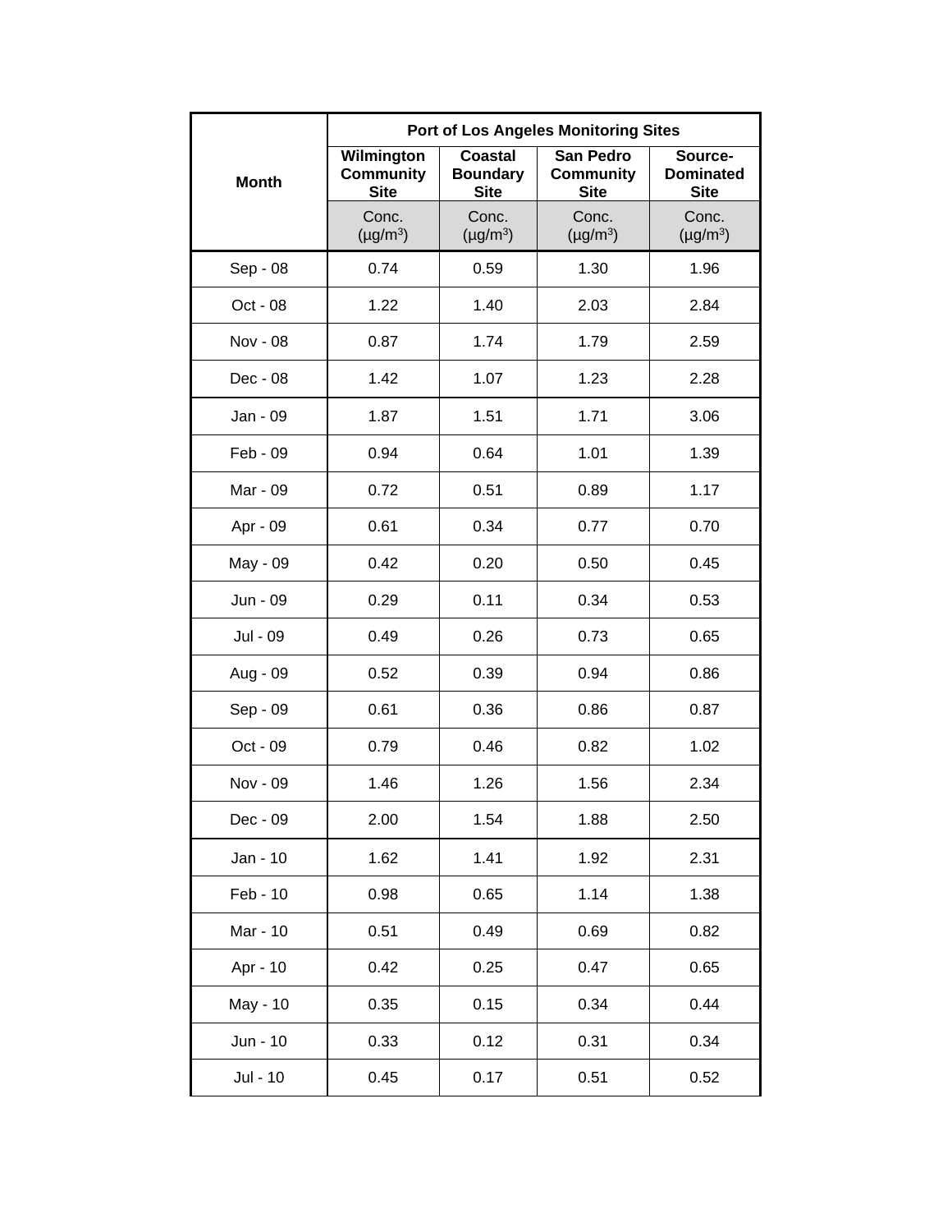| Month | Port of Los Angeles Monitoring Sites | | | |
|---|---|---|---|---|
| | Wilmington Community Site | Coastal Boundary Site | San Pedro Community Site | Source-Dominated Site |
| | Conc. (μg/m$^3$) | Conc. (μg/m$^3$) | Conc. (μg/m$^3$) | Conc. (μg/m$^3$) |
| Sep - 08 | 0.74 | 0.59 | 1.30 | 1.96 |
| Oct - 08 | 1.22 | 1.40 | 2.03 | 2.84 |
| Nov - 08 | 0.87 | 1.74 | 1.79 | 2.59 |
| Dec - 08 | 1.42 | 1.07 | 1.23 | 2.28 |
| Jan - 09 | 1.87 | 1.51 | 1.71 | 3.06 |
| Feb - 09 | 0.94 | 0.64 | 1.01 | 1.39 |
| Mar - 09 | 0.72 | 0.51 | 0.89 | 1.17 |
| Apr - 09 | 0.61 | 0.34 | 0.77 | 0.70 |
| May - 09 | 0.42 | 0.20 | 0.50 | 0.45 |
| Jun - 09 | 0.29 | 0.11 | 0.34 | 0.53 |
| Jul - 09 | 0.49 | 0.26 | 0.73 | 0.65 |
| Aug - 09 | 0.52 | 0.39 | 0.94 | 0.86 |
| Sep - 09 | 0.61 | 0.36 | 0.86 | 0.87 |
| Oct - 09 | 0.79 | 0.46 | 0.82 | 1.02 |
| Nov - 09 | 1.46 | 1.26 | 1.56 | 2.34 |
| Dec - 09 | 2.00 | 1.54 | 1.88 | 2.50 |
| Jan - 10 | 1.62 | 1.41 | 1.92 | 2.31 |
| Feb - 10 | 0.98 | 0.65 | 1.14 | 1.38 |
| Mar - 10 | 0.51 | 0.49 | 0.69 | 0.82 |
| Apr - 10 | 0.42 | 0.25 | 0.47 | 0.65 |
| May - 10 | 0.35 | 0.15 | 0.34 | 0.44 |
| Jun - 10 | 0.33 | 0.12 | 0.31 | 0.34 |
| Jul - 10 | 0.45 | 0.17 | 0.51 | 0.52 |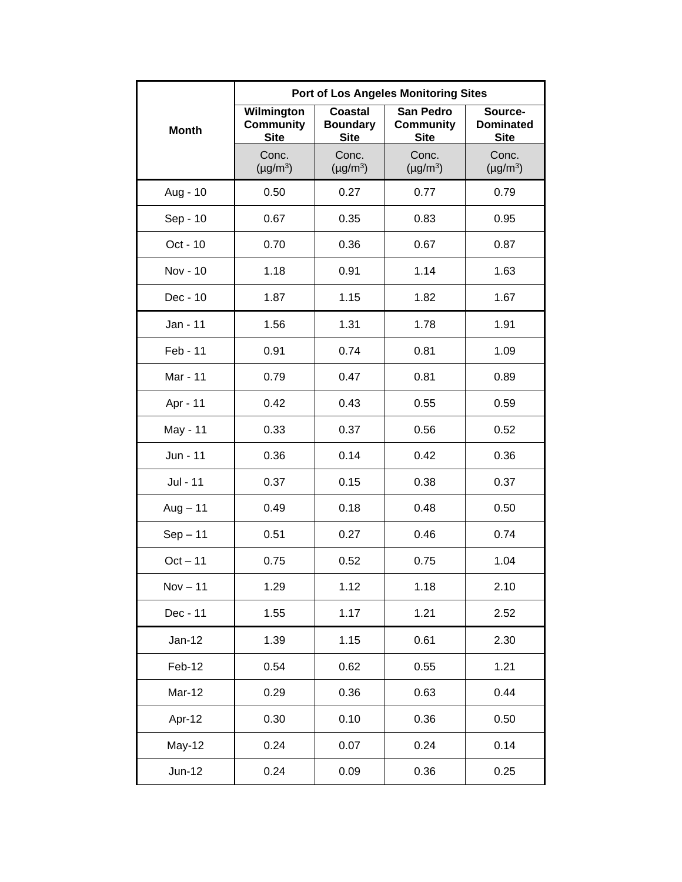| Month | Port of Los Angeles Monitoring Sites | | | |
|---|---|---|---|---|
| | Wilmington Community Site | Coastal Boundary Site | San Pedro Community Site | Source-Dominated Site |
| | Conc. (µg/m$^3$) | Conc. (µg/m$^3$) | Conc. (µg/m$^3$) | Conc. (µg/m$^3$) |
| Aug - 10 | 0.50 | 0.27 | 0.77 | 0.79 |
| Sep - 10 | 0.67 | 0.35 | 0.83 | 0.95 |
| Oct - 10 | 0.70 | 0.36 | 0.67 | 0.87 |
| Nov - 10 | 1.18 | 0.91 | 1.14 | 1.63 |
| Dec - 10 | 1.87 | 1.15 | 1.82 | 1.67 |
| Jan - 11 | 1.56 | 1.31 | 1.78 | 1.91 |
| Feb - 11 | 0.91 | 0.74 | 0.81 | 1.09 |
| Mar - 11 | 0.79 | 0.47 | 0.81 | 0.89 |
| Apr - 11 | 0.42 | 0.43 | 0.55 | 0.59 |
| May - 11 | 0.33 | 0.37 | 0.56 | 0.52 |
| Jun - 11 | 0.36 | 0.14 | 0.42 | 0.36 |
| Jul - 11 | 0.37 | 0.15 | 0.38 | 0.37 |
| Aug – 11 | 0.49 | 0.18 | 0.48 | 0.50 |
| Sep – 11 | 0.51 | 0.27 | 0.46 | 0.74 |
| Oct – 11 | 0.75 | 0.52 | 0.75 | 1.04 |
| Nov – 11 | 1.29 | 1.12 | 1.18 | 2.10 |
| Dec - 11 | 1.55 | 1.17 | 1.21 | 2.52 |
| Jan-12 | 1.39 | 1.15 | 0.61 | 2.30 |
| Feb-12 | 0.54 | 0.62 | 0.55 | 1.21 |
| Mar-12 | 0.29 | 0.36 | 0.63 | 0.44 |
| Apr-12 | 0.30 | 0.10 | 0.36 | 0.50 |
| May-12 | 0.24 | 0.07 | 0.24 | 0.14 |
| Jun-12 | 0.24 | 0.09 | 0.36 | 0.25 |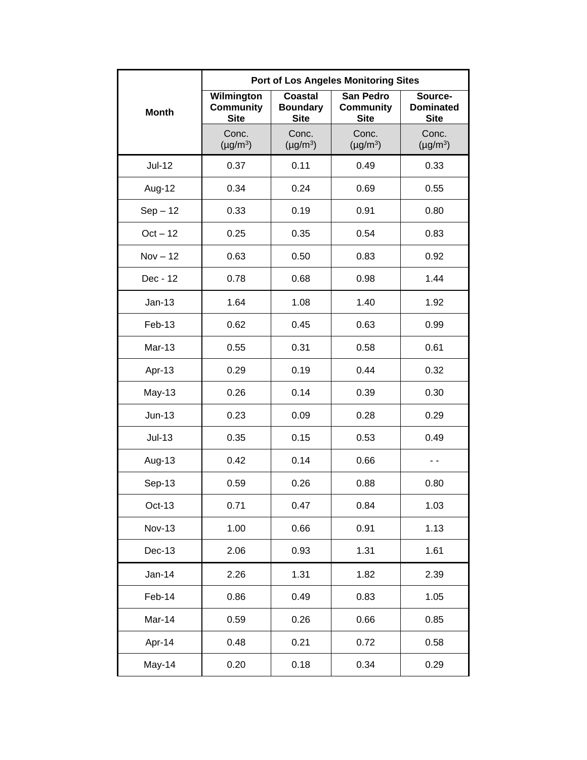| Month | Port of Los Angeles Monitoring Sites | | | |
|---|---|---|---|---|
| | Wilmington Community Site | Coastal Boundary Site | San Pedro Community Site | Source-Dominated Site |
| | Conc. (µg/m$^3$) | Conc. (µg/m$^3$) | Conc. (µg/m$^3$) | Conc. (µg/m$^3$) |
| Jul-12 | 0.37 | 0.11 | 0.49 | 0.33 |
| Aug-12 | 0.34 | 0.24 | 0.69 | 0.55 |
| Sep – 12 | 0.33 | 0.19 | 0.91 | 0.80 |
| Oct – 12 | 0.25 | 0.35 | 0.54 | 0.83 |
| Nov – 12 | 0.63 | 0.50 | 0.83 | 0.92 |
| Dec - 12 | 0.78 | 0.68 | 0.98 | 1.44 |
| Jan-13 | 1.64 | 1.08 | 1.40 | 1.92 |
| Feb-13 | 0.62 | 0.45 | 0.63 | 0.99 |
| Mar-13 | 0.55 | 0.31 | 0.58 | 0.61 |
| Apr-13 | 0.29 | 0.19 | 0.44 | 0.32 |
| May-13 | 0.26 | 0.14 | 0.39 | 0.30 |
| Jun-13 | 0.23 | 0.09 | 0.28 | 0.29 |
| Jul-13 | 0.35 | 0.15 | 0.53 | 0.49 |
| Aug-13 | 0.42 | 0.14 | 0.66 | - - |
| Sep-13 | 0.59 | 0.26 | 0.88 | 0.80 |
| Oct-13 | 0.71 | 0.47 | 0.84 | 1.03 |
| Nov-13 | 1.00 | 0.66 | 0.91 | 1.13 |
| Dec-13 | 2.06 | 0.93 | 1.31 | 1.61 |
| Jan-14 | 2.26 | 1.31 | 1.82 | 2.39 |
| Feb-14 | 0.86 | 0.49 | 0.83 | 1.05 |
| Mar-14 | 0.59 | 0.26 | 0.66 | 0.85 |
| Apr-14 | 0.48 | 0.21 | 0.72 | 0.58 |
| May-14 | 0.20 | 0.18 | 0.34 | 0.29 |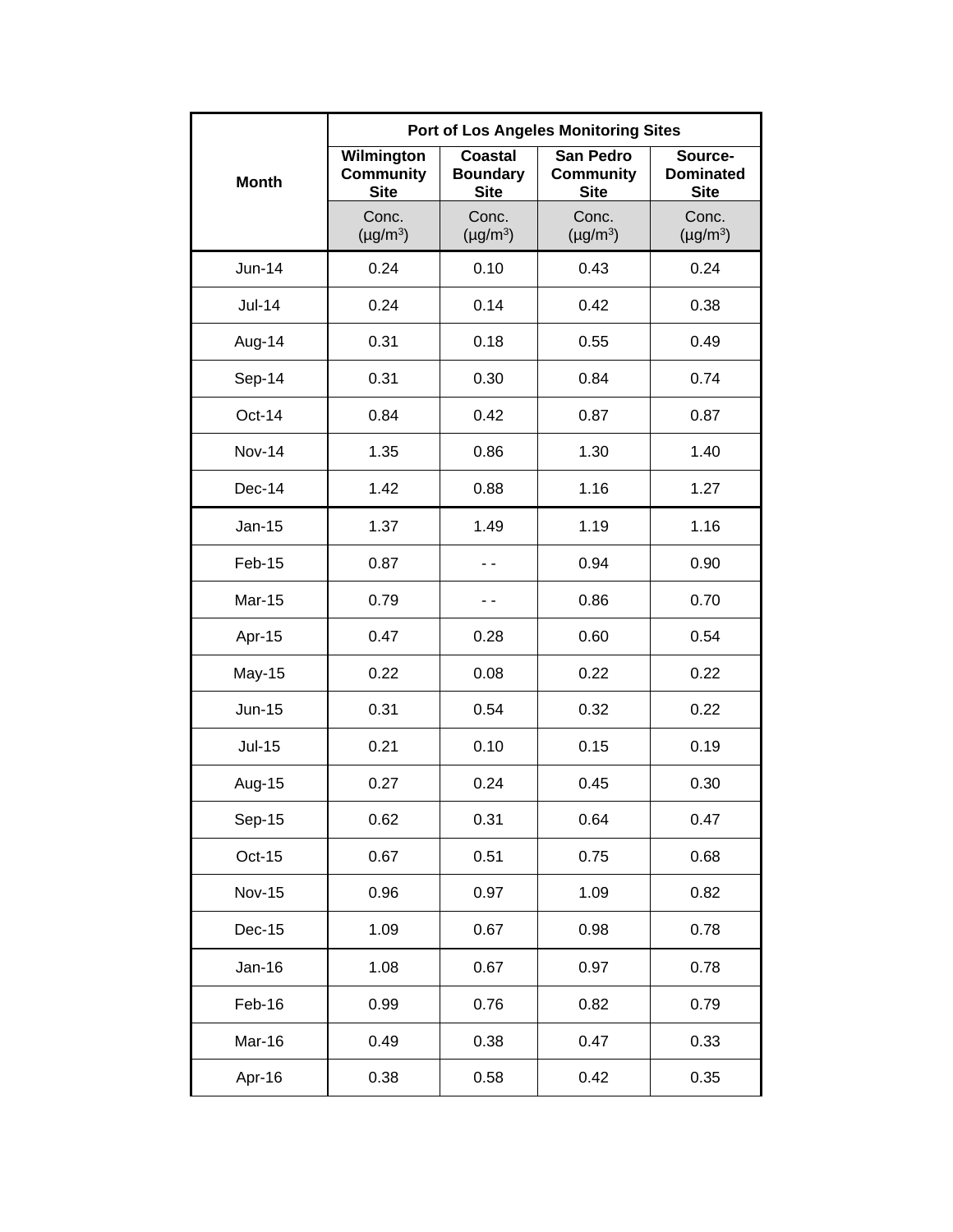| Month | Port of Los Angeles Monitoring Sites | | | |
|---|---|---|---|---|
| | Wilmington Community Site | Coastal Boundary Site | San Pedro Community Site | Source-Dominated Site |
| | Conc. (μg/m$^3$) | Conc. (μg/m$^3$) | Conc. (μg/m$^3$) | Conc. (μg/m$^3$) |
| Jun-14 | 0.24 | 0.10 | 0.43 | 0.24 |
| Jul-14 | 0.24 | 0.14 | 0.42 | 0.38 |
| Aug-14 | 0.31 | 0.18 | 0.55 | 0.49 |
| Sep-14 | 0.31 | 0.30 | 0.84 | 0.74 |
| Oct-14 | 0.84 | 0.42 | 0.87 | 0.87 |
| Nov-14 | 1.35 | 0.86 | 1.30 | 1.40 |
| Dec-14 | 1.42 | 0.88 | 1.16 | 1.27 |
| Jan-15 | 1.37 | 1.49 | 1.19 | 1.16 |
| Feb-15 | 0.87 | - - | 0.94 | 0.90 |
| Mar-15 | 0.79 | - - | 0.86 | 0.70 |
| Apr-15 | 0.47 | 0.28 | 0.60 | 0.54 |
| May-15 | 0.22 | 0.08 | 0.22 | 0.22 |
| Jun-15 | 0.31 | 0.54 | 0.32 | 0.22 |
| Jul-15 | 0.21 | 0.10 | 0.15 | 0.19 |
| Aug-15 | 0.27 | 0.24 | 0.45 | 0.30 |
| Sep-15 | 0.62 | 0.31 | 0.64 | 0.47 |
| Oct-15 | 0.67 | 0.51 | 0.75 | 0.68 |
| Nov-15 | 0.96 | 0.97 | 1.09 | 0.82 |
| Dec-15 | 1.09 | 0.67 | 0.98 | 0.78 |
| Jan-16 | 1.08 | 0.67 | 0.97 | 0.78 |
| Feb-16 | 0.99 | 0.76 | 0.82 | 0.79 |
| Mar-16 | 0.49 | 0.38 | 0.47 | 0.33 |
| Apr-16 | 0.38 | 0.58 | 0.42 | 0.35 |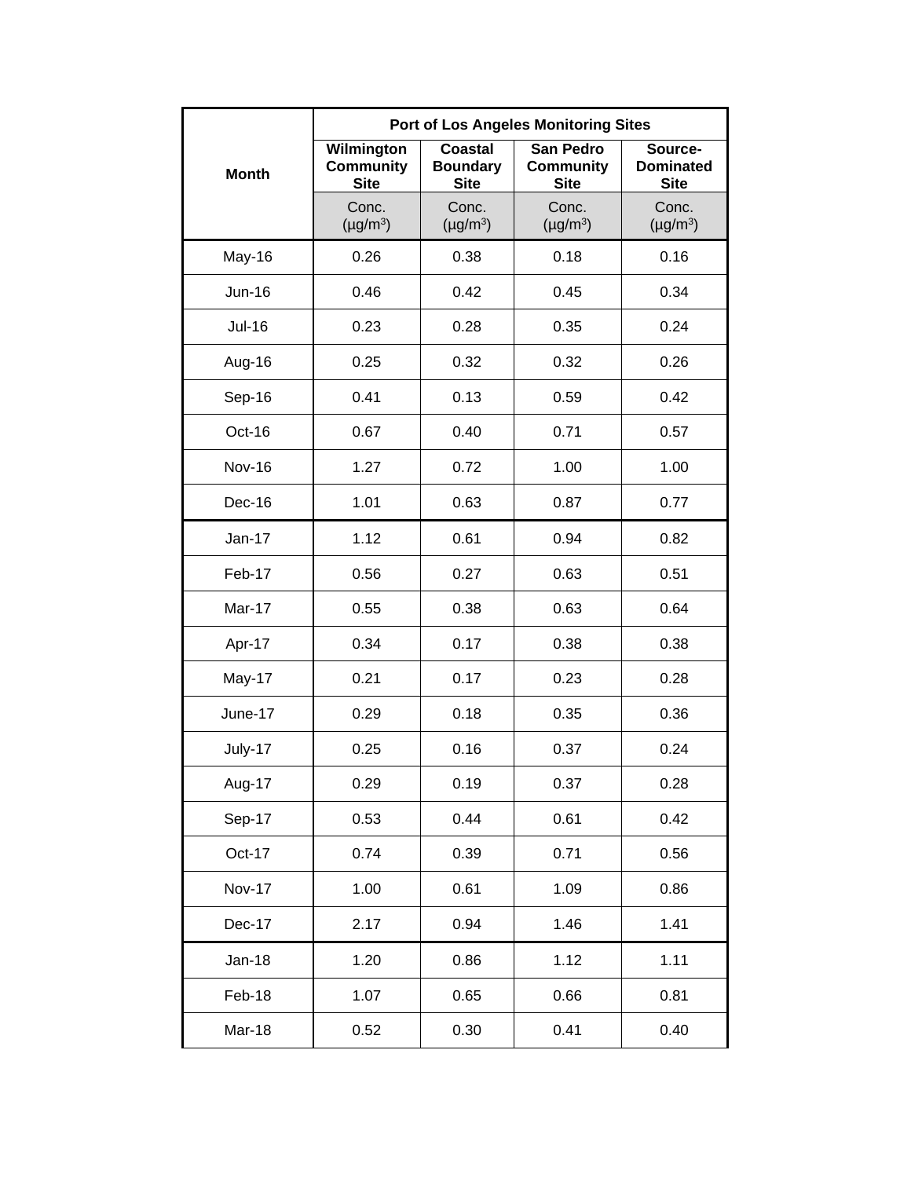| Month | Port of Los Angeles Monitoring Sites | | | |
|---|---|---|---|---|
| | Wilmington Community Site | Coastal Boundary Site | San Pedro Community Site | Source-Dominated Site |
| | Conc. (µg/m$^3$) | Conc. (µg/m$^3$) | Conc. (µg/m$^3$) | Conc. (µg/m$^3$) |
| May-16 | 0.26 | 0.38 | 0.18 | 0.16 |
| Jun-16 | 0.46 | 0.42 | 0.45 | 0.34 |
| Jul-16 | 0.23 | 0.28 | 0.35 | 0.24 |
| Aug-16 | 0.25 | 0.32 | 0.32 | 0.26 |
| Sep-16 | 0.41 | 0.13 | 0.59 | 0.42 |
| Oct-16 | 0.67 | 0.40 | 0.71 | 0.57 |
| Nov-16 | 1.27 | 0.72 | 1.00 | 1.00 |
| Dec-16 | 1.01 | 0.63 | 0.87 | 0.77 |
| Jan-17 | 1.12 | 0.61 | 0.94 | 0.82 |
| Feb-17 | 0.56 | 0.27 | 0.63 | 0.51 |
| Mar-17 | 0.55 | 0.38 | 0.63 | 0.64 |
| Apr-17 | 0.34 | 0.17 | 0.38 | 0.38 |
| May-17 | 0.21 | 0.17 | 0.23 | 0.28 |
| June-17 | 0.29 | 0.18 | 0.35 | 0.36 |
| July-17 | 0.25 | 0.16 | 0.37 | 0.24 |
| Aug-17 | 0.29 | 0.19 | 0.37 | 0.28 |
| Sep-17 | 0.53 | 0.44 | 0.61 | 0.42 |
| Oct-17 | 0.74 | 0.39 | 0.71 | 0.56 |
| Nov-17 | 1.00 | 0.61 | 1.09 | 0.86 |
| Dec-17 | 2.17 | 0.94 | 1.46 | 1.41 |
| Jan-18 | 1.20 | 0.86 | 1.12 | 1.11 |
| Feb-18 | 1.07 | 0.65 | 0.66 | 0.81 |
| Mar-18 | 0.52 | 0.30 | 0.41 | 0.40 |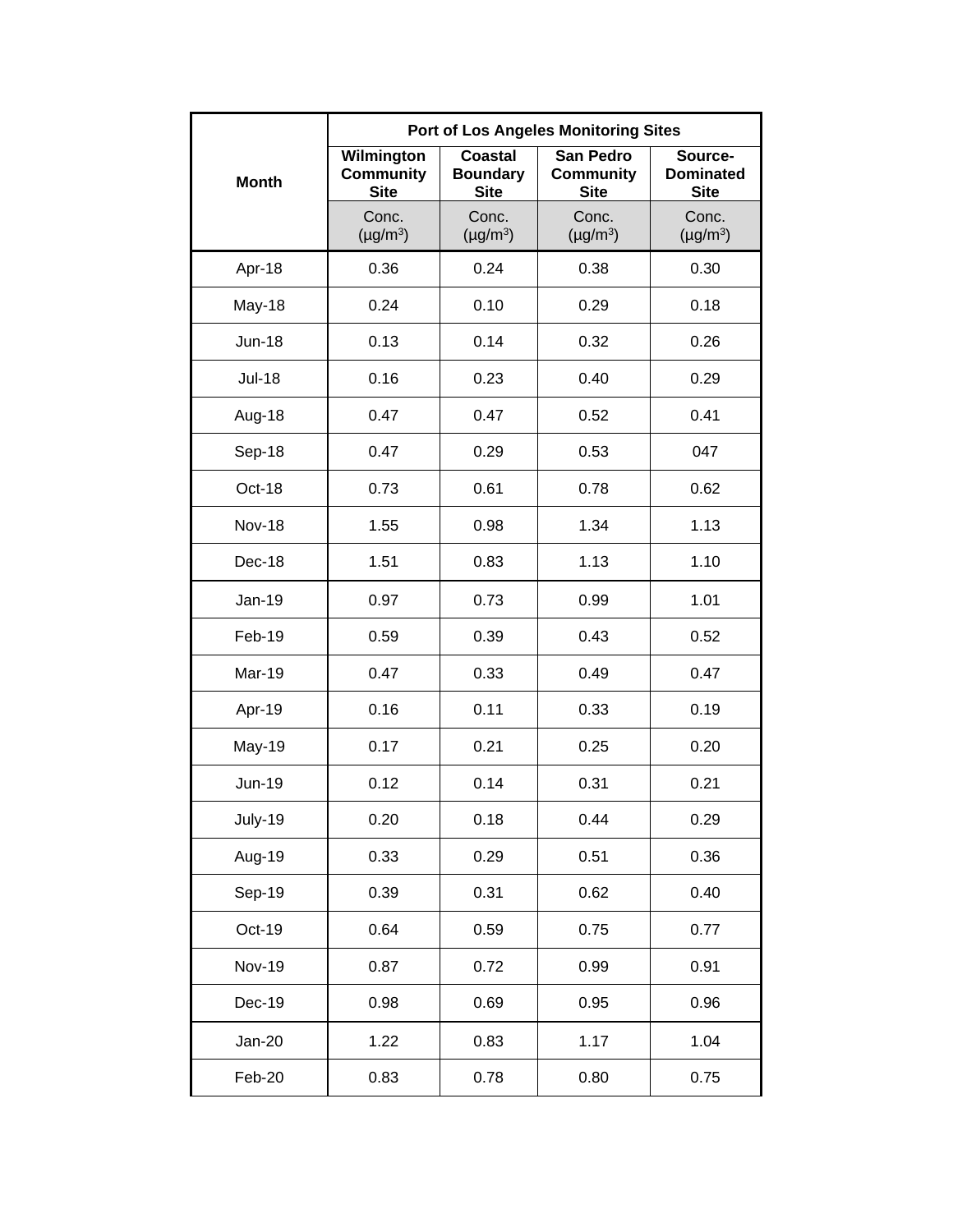| Month | Port of Los Angeles Monitoring Sites | | | |
|---|---|---|---|---|
| | Wilmington Community Site | Coastal Boundary Site | San Pedro Community Site | Source-Dominated Site |
| | Conc. (µg/m$^3$) | Conc. (µg/m$^3$) | Conc. (µg/m$^3$) | Conc. (µg/m$^3$) |
| Apr-18 | 0.36 | 0.24 | 0.38 | 0.30 |
| May-18 | 0.24 | 0.10 | 0.29 | 0.18 |
| Jun-18 | 0.13 | 0.14 | 0.32 | 0.26 |
| Jul-18 | 0.16 | 0.23 | 0.40 | 0.29 |
| Aug-18 | 0.47 | 0.47 | 0.52 | 0.41 |
| Sep-18 | 0.47 | 0.29 | 0.53 | 047 |
| Oct-18 | 0.73 | 0.61 | 0.78 | 0.62 |
| Nov-18 | 1.55 | 0.98 | 1.34 | 1.13 |
| Dec-18 | 1.51 | 0.83 | 1.13 | 1.10 |
| Jan-19 | 0.97 | 0.73 | 0.99 | 1.01 |
| Feb-19 | 0.59 | 0.39 | 0.43 | 0.52 |
| Mar-19 | 0.47 | 0.33 | 0.49 | 0.47 |
| Apr-19 | 0.16 | 0.11 | 0.33 | 0.19 |
| May-19 | 0.17 | 0.21 | 0.25 | 0.20 |
| Jun-19 | 0.12 | 0.14 | 0.31 | 0.21 |
| July-19 | 0.20 | 0.18 | 0.44 | 0.29 |
| Aug-19 | 0.33 | 0.29 | 0.51 | 0.36 |
| Sep-19 | 0.39 | 0.31 | 0.62 | 0.40 |
| Oct-19 | 0.64 | 0.59 | 0.75 | 0.77 |
| Nov-19 | 0.87 | 0.72 | 0.99 | 0.91 |
| Dec-19 | 0.98 | 0.69 | 0.95 | 0.96 |
| Jan-20 | 1.22 | 0.83 | 1.17 | 1.04 |
| Feb-20 | 0.83 | 0.78 | 0.80 | 0.75 |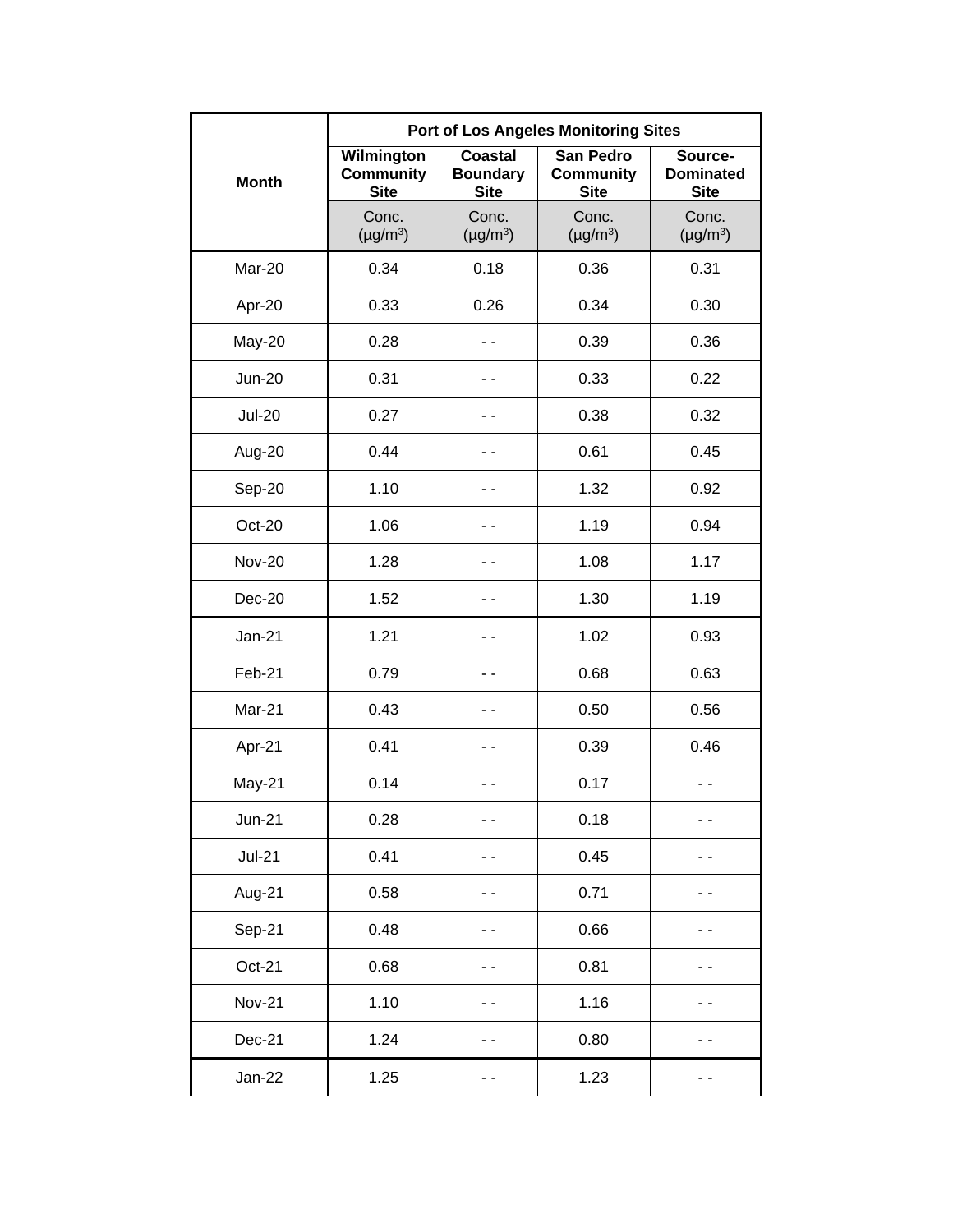| Month | Port of Los Angeles Monitoring Sites | | | |
|---|---|---|---|---|
| | Wilmington Community Site | Coastal Boundary Site | San Pedro Community Site | Source-Dominated Site |
| | Conc. (µg/m$^3$) | Conc. (µg/m$^3$) | Conc. (µg/m$^3$) | Conc. (µg/m$^3$) |
| Mar-20 | 0.34 | 0.18 | 0.36 | 0.31 |
| Apr-20 | 0.33 | 0.26 | 0.34 | 0.30 |
| May-20 | 0.28 | - - | 0.39 | 0.36 |
| Jun-20 | 0.31 | - - | 0.33 | 0.22 |
| Jul-20 | 0.27 | - - | 0.38 | 0.32 |
| Aug-20 | 0.44 | - - | 0.61 | 0.45 |
| Sep-20 | 1.10 | - - | 1.32 | 0.92 |
| Oct-20 | 1.06 | - - | 1.19 | 0.94 |
| Nov-20 | 1.28 | - - | 1.08 | 1.17 |
| Dec-20 | 1.52 | - - | 1.30 | 1.19 |
| Jan-21 | 1.21 | - - | 1.02 | 0.93 |
| Feb-21 | 0.79 | - - | 0.68 | 0.63 |
| Mar-21 | 0.43 | - - | 0.50 | 0.56 |
| Apr-21 | 0.41 | - - | 0.39 | 0.46 |
| May-21 | 0.14 | - - | 0.17 | - - |
| Jun-21 | 0.28 | - - | 0.18 | - - |
| Jul-21 | 0.41 | - - | 0.45 | - - |
| Aug-21 | 0.58 | - - | 0.71 | - - |
| Sep-21 | 0.48 | - - | 0.66 | - - |
| Oct-21 | 0.68 | - - | 0.81 | - - |
| Nov-21 | 1.10 | - - | 1.16 | - - |
| Dec-21 | 1.24 | - - | 0.80 | - - |
| Jan-22 | 1.25 | - - | 1.23 | - - |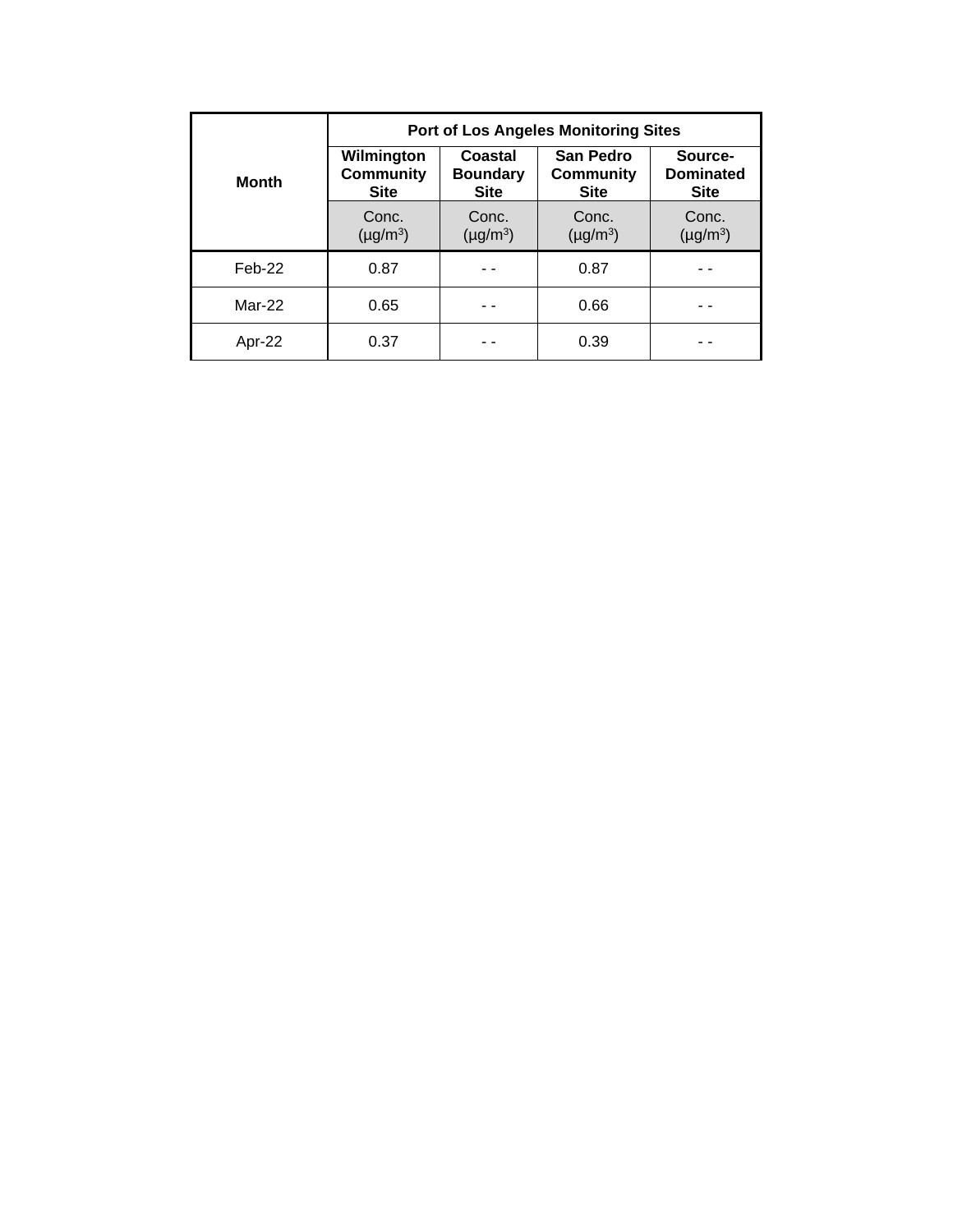| Month | Port of Los Angeles Monitoring Sites | | | |
|---|---|---|---|---|
| | Wilmington Community Site | Coastal Boundary Site | San Pedro Community Site | Source-Dominated Site |
| | Conc. (µg/m$^3$) | Conc. (µg/m$^3$) | Conc. (µg/m$^3$) | Conc. (µg/m$^3$) |
| Feb-22 | 0.87 | - - | 0.87 | - - |
| Mar-22 | 0.65 | - - | 0.66 | - - |
| Apr-22 | 0.37 | - - | 0.39 | - - |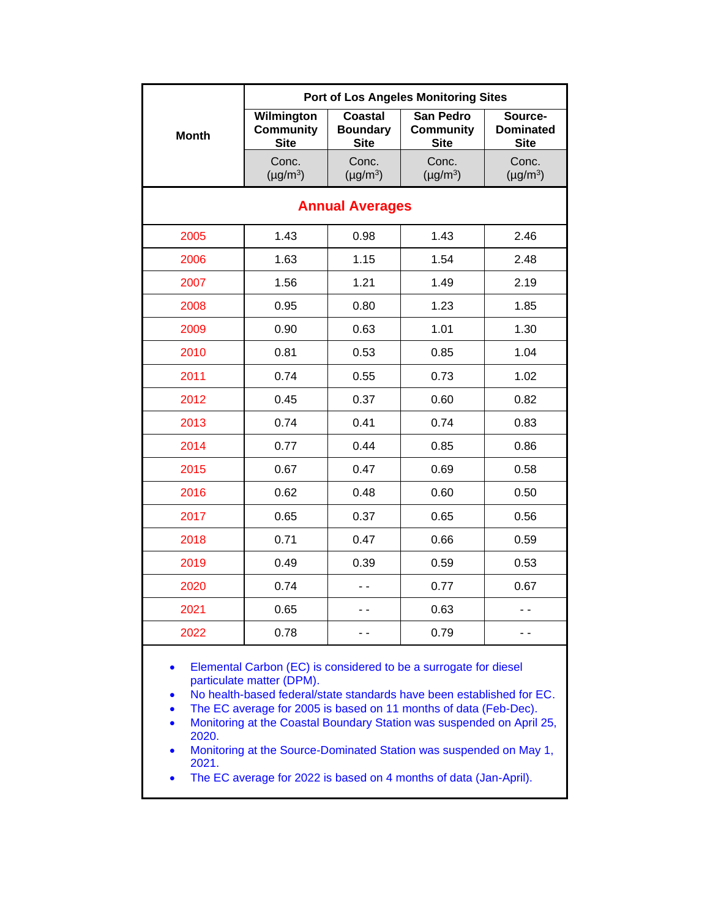| Month | Port of Los Angeles Monitoring Sites | | | |
|---|---|---|---|---|
| | Wilmington Community Site | Coastal Boundary Site | San Pedro Community Site | Source-Dominated Site |
| | Conc. ($\mu g/m^3$) | Conc. ($\mu g/m^3$) | Conc. ($\mu g/m^3$) | Conc. ($\mu g/m^3$) |
| **Annual Averages** | | | | |
| 2005 | 1.43 | 0.98 | 1.43 | 2.46 |
| 2006 | 1.63 | 1.15 | 1.54 | 2.48 |
| 2007 | 1.56 | 1.21 | 1.49 | 2.19 |
| 2008 | 0.95 | 0.80 | 1.23 | 1.85 |
| 2009 | 0.90 | 0.63 | 1.01 | 1.30 |
| 2010 | 0.81 | 0.53 | 0.85 | 1.04 |
| 2011 | 0.74 | 0.55 | 0.73 | 1.02 |
| 2012 | 0.45 | 0.37 | 0.60 | 0.82 |
| 2013 | 0.74 | 0.41 | 0.74 | 0.83 |
| 2014 | 0.77 | 0.44 | 0.85 | 0.86 |
| 2015 | 0.67 | 0.47 | 0.69 | 0.58 |
| 2016 | 0.62 | 0.48 | 0.60 | 0.50 |
| 2017 | 0.65 | 0.37 | 0.65 | 0.56 |
| 2018 | 0.71 | 0.47 | 0.66 | 0.59 |
| 2019 | 0.49 | 0.39 | 0.59 | 0.53 |
| 2020 | 0.74 | - - | 0.77 | 0.67 |
| 2021 | 0.65 | - - | 0.63 | - - |
| 2022 | 0.78 | - - | 0.79 | - - |

- Elemental Carbon (EC) is considered to be a surrogate for diesel particulate matter (DPM).
- No health-based federal/state standards have been established for EC.
- The EC average for 2005 is based on 11 months of data (Feb-Dec).
- Monitoring at the Coastal Boundary Station was suspended on April 25, 2020.
- Monitoring at the Source-Dominated Station was suspended on May 1, 2021.
- The EC average for 2022 is based on 4 months of data (Jan-April).